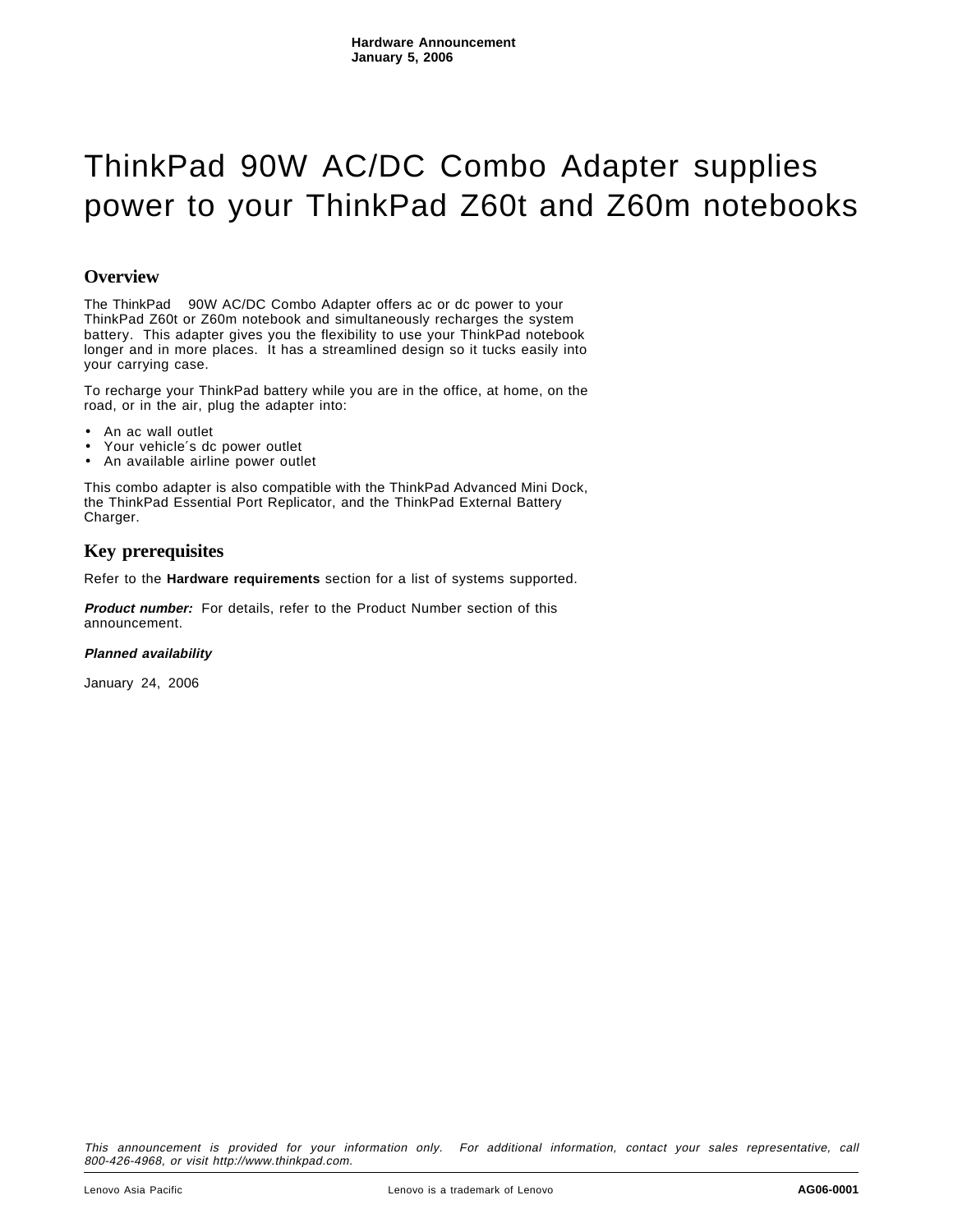**Hardware Announcement**
**January 5, 2006**

# ThinkPad 90W AC/DC Combo Adapter supplies power to your ThinkPad Z60t and Z60m notebooks

## Overview

The ThinkPad 90W AC/DC Combo Adapter offers ac or dc power to your ThinkPad Z60t or Z60m notebook and simultaneously recharges the system battery. This adapter gives you the flexibility to use your ThinkPad notebook longer and in more places. It has a streamlined design so it tucks easily into your carrying case.

To recharge your ThinkPad battery while you are in the office, at home, on the road, or in the air, plug the adapter into:

- An ac wall outlet
- Your vehicle´s dc power outlet
- An available airline power outlet

This combo adapter is also compatible with the ThinkPad Advanced Mini Dock, the ThinkPad Essential Port Replicator, and the ThinkPad External Battery Charger.

## Key prerequisites

Refer to the **Hardware requirements** section for a list of systems supported.

***Product number:*** For details, refer to the Product Number section of this announcement.

***Planned availability***

January 24, 2006

*This announcement is provided for your information only. For additional information, contact your sales representative, call 800-426-4968, or visit http://www.thinkpad.com.*

Lenovo Asia Pacific | Lenovo is a trademark of Lenovo | **AG06-0001**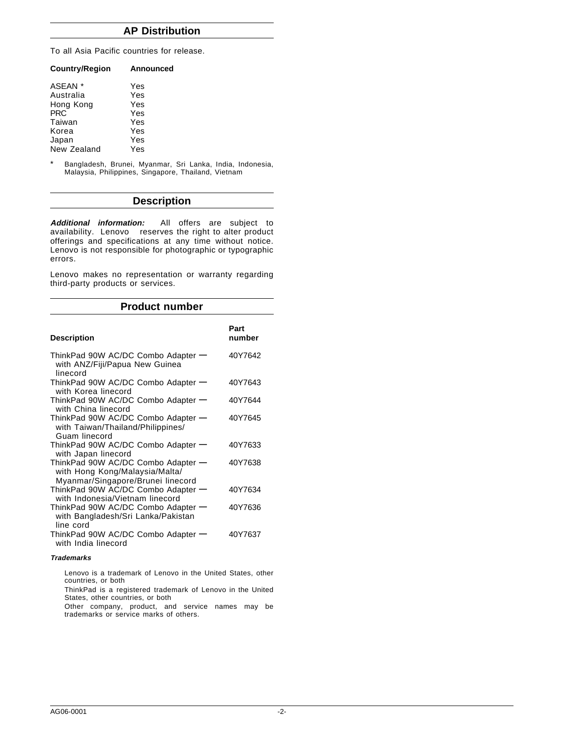## AP Distribution

To all Asia Pacific countries for release.

| Country/Region | Announced |
|---|---|
| ASEAN * | Yes |
| Australia | Yes |
| Hong Kong | Yes |
| PRC | Yes |
| Taiwan | Yes |
| Korea | Yes |
| Japan | Yes |
| New Zealand | Yes |

\* Bangladesh, Brunei, Myanmar, Sri Lanka, India, Indonesia, Malaysia, Philippines, Singapore, Thailand, Vietnam

## Description

***Additional information:*** All offers are subject to availability. Lenovo reserves the right to alter product offerings and specifications at any time without notice. Lenovo is not responsible for photographic or typographic errors.

Lenovo makes no representation or warranty regarding third-party products or services.

## Product number

| Description | Part number |
|---|---|
| ThinkPad 90W AC/DC Combo Adapter — with ANZ/Fiji/Papua New Guinea linecord | 40Y7642 |
| ThinkPad 90W AC/DC Combo Adapter — with Korea linecord | 40Y7643 |
| ThinkPad 90W AC/DC Combo Adapter — with China linecord | 40Y7644 |
| ThinkPad 90W AC/DC Combo Adapter — with Taiwan/Thailand/Philippines/ Guam linecord | 40Y7645 |
| ThinkPad 90W AC/DC Combo Adapter — with Japan linecord | 40Y7633 |
| ThinkPad 90W AC/DC Combo Adapter — with Hong Kong/Malaysia/Malta/ Myanmar/Singapore/Brunei linecord | 40Y7638 |
| ThinkPad 90W AC/DC Combo Adapter — with Indonesia/Vietnam linecord | 40Y7634 |
| ThinkPad 90W AC/DC Combo Adapter — with Bangladesh/Sri Lanka/Pakistan line cord | 40Y7636 |
| ThinkPad 90W AC/DC Combo Adapter — with India linecord | 40Y7637 |

***Trademarks***

Lenovo is a trademark of Lenovo in the United States, other countries, or both

ThinkPad is a registered trademark of Lenovo in the United States, other countries, or both

Other company, product, and service names may be trademarks or service marks of others.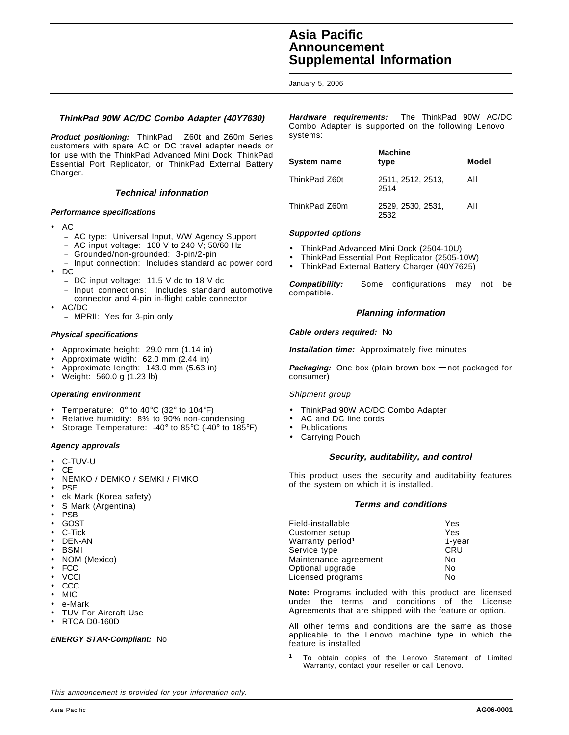# Asia Pacific Announcement Supplemental Information

January 5, 2006

### *ThinkPad 90W AC/DC Combo Adapter (40Y7630)*

***Product positioning:*** ThinkPad Z60t and Z60m Series customers with spare AC or DC travel adapter needs or for use with the ThinkPad Advanced Mini Dock, ThinkPad Essential Port Replicator, or ThinkPad External Battery Charger.

## *Technical information*

***Performance specifications***

- AC
  - AC type: Universal Input, WW Agency Support
  - AC input voltage: 100 V to 240 V; 50/60 Hz
  - Grounded/non-grounded: 3-pin/2-pin
  - Input connection: Includes standard ac power cord
- DC
  - DC input voltage: 11.5 V dc to 18 V dc
  - Input connections: Includes standard automotive connector and 4-pin in-flight cable connector
- AC/DC
  - MPRII: Yes for 3-pin only

***Physical specifications***

- Approximate height: 29.0 mm (1.14 in)
- Approximate width: 62.0 mm (2.44 in)
- Approximate length: 143.0 mm (5.63 in)
- Weight: 560.0 g (1.23 lb)

***Operating environment***

- Temperature: 0° to 40°C (32° to 104°F)
- Relative humidity: 8% to 90% non-condensing
- Storage Temperature: -40° to 85°C (-40° to 185°F)

***Agency approvals***

- C-TUV-U
- CE
- NEMKO / DEMKO / SEMKI / FIMKO
- PSE
- ek Mark (Korea safety)
- S Mark (Argentina)
- PSB
- GOST
- C-Tick
- DEN-AN
- BSMI
- NOM (Mexico)
- FCC
- VCCI
- CCC
- MIC
- e-Mark
- TUV For Aircraft Use
- RTCA D0-160D

***ENERGY STAR-Compliant:*** No

***Hardware requirements:*** The ThinkPad 90W AC/DC Combo Adapter is supported on the following Lenovo systems:

| System name | Machine type | Model |
|---|---|---|
| ThinkPad Z60t | 2511, 2512, 2513, 2514 | All |
| ThinkPad Z60m | 2529, 2530, 2531, 2532 | All |

***Supported options***

- ThinkPad Advanced Mini Dock (2504-10U)
- ThinkPad Essential Port Replicator (2505-10W)
- ThinkPad External Battery Charger (40Y7625)

***Compatibility:*** Some configurations may not be compatible.

## *Planning information*

***Cable orders required:*** No

***Installation time:*** Approximately five minutes

***Packaging:*** One box (plain brown box — not packaged for consumer)

*Shipment group*

- ThinkPad 90W AC/DC Combo Adapter
- AC and DC line cords
- Publications
- Carrying Pouch

## *Security, auditability, and control*

This product uses the security and auditability features of the system on which it is installed.

## *Terms and conditions*

| | |
|---|---|
| Field-installable | Yes |
| Customer setup | Yes |
| Warranty period[1] | 1-year |
| Service type | CRU |
| Maintenance agreement | No |
| Optional upgrade | No |
| Licensed programs | No |

**Note:** Programs included with this product are licensed under the terms and conditions of the License Agreements that are shipped with the feature or option.

All other terms and conditions are the same as those applicable to the Lenovo machine type in which the feature is installed.

[1] To obtain copies of the Lenovo Statement of Limited Warranty, contact your reseller or call Lenovo.

*This announcement is provided for your information only.*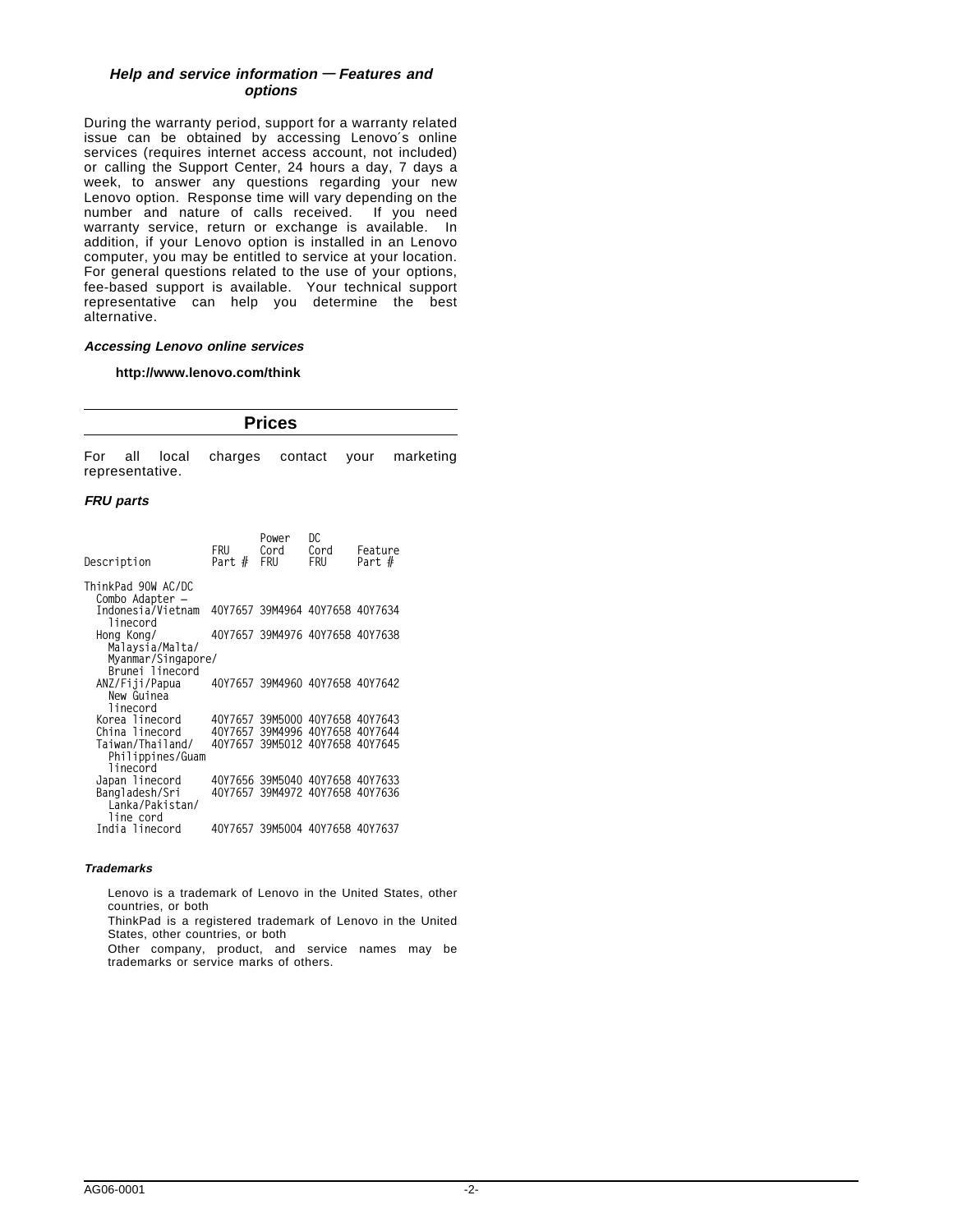### Help and service information — Features and options

During the warranty period, support for a warranty related issue can be obtained by accessing Lenovo´s online services (requires internet access account, not included) or calling the Support Center, 24 hours a day, 7 days a week, to answer any questions regarding your new Lenovo option. Response time will vary depending on the number and nature of calls received. If you need warranty service, return or exchange is available. In addition, if your Lenovo option is installed in an Lenovo computer, you may be entitled to service at your location. For general questions related to the use of your options, fee-based support is available. Your technical support representative can help you determine the best alternative.

#### Accessing Lenovo online services

**http://www.lenovo.com/think**

## Prices

For all local charges contact your marketing representative.

#### FRU parts

| Description | FRU Part # | Power Cord FRU | DC Cord FRU | Feature Part # |
|---|---|---|---|---|
| ThinkPad 90W AC/DC Combo Adapter – | | | | |
| Indonesia/Vietnam linecord | 40Y7657 | 39M4964 | 40Y7658 | 40Y7634 |
| Hong Kong/ Malaysia/Malta/ Myanmar/Singapore/ Brunei linecord | 40Y7657 | 39M4976 | 40Y7658 | 40Y7638 |
| ANZ/Fiji/Papua New Guinea linecord | 40Y7657 | 39M4960 | 40Y7658 | 40Y7642 |
| Korea linecord | 40Y7657 | 39M5000 | 40Y7658 | 40Y7643 |
| China linecord | 40Y7657 | 39M4996 | 40Y7658 | 40Y7644 |
| Taiwan/Thailand/ Philippines/Guam linecord | 40Y7657 | 39M5012 | 40Y7658 | 40Y7645 |
| Japan linecord | 40Y7656 | 39M5040 | 40Y7658 | 40Y7633 |
| Bangladesh/Sri Lanka/Pakistan/ line cord | 40Y7657 | 39M4972 | 40Y7658 | 40Y7636 |
| India linecord | 40Y7657 | 39M5004 | 40Y7658 | 40Y7637 |

#### Trademarks

Lenovo is a trademark of Lenovo in the United States, other countries, or both

ThinkPad is a registered trademark of Lenovo in the United States, other countries, or both

Other company, product, and service names may be trademarks or service marks of others.